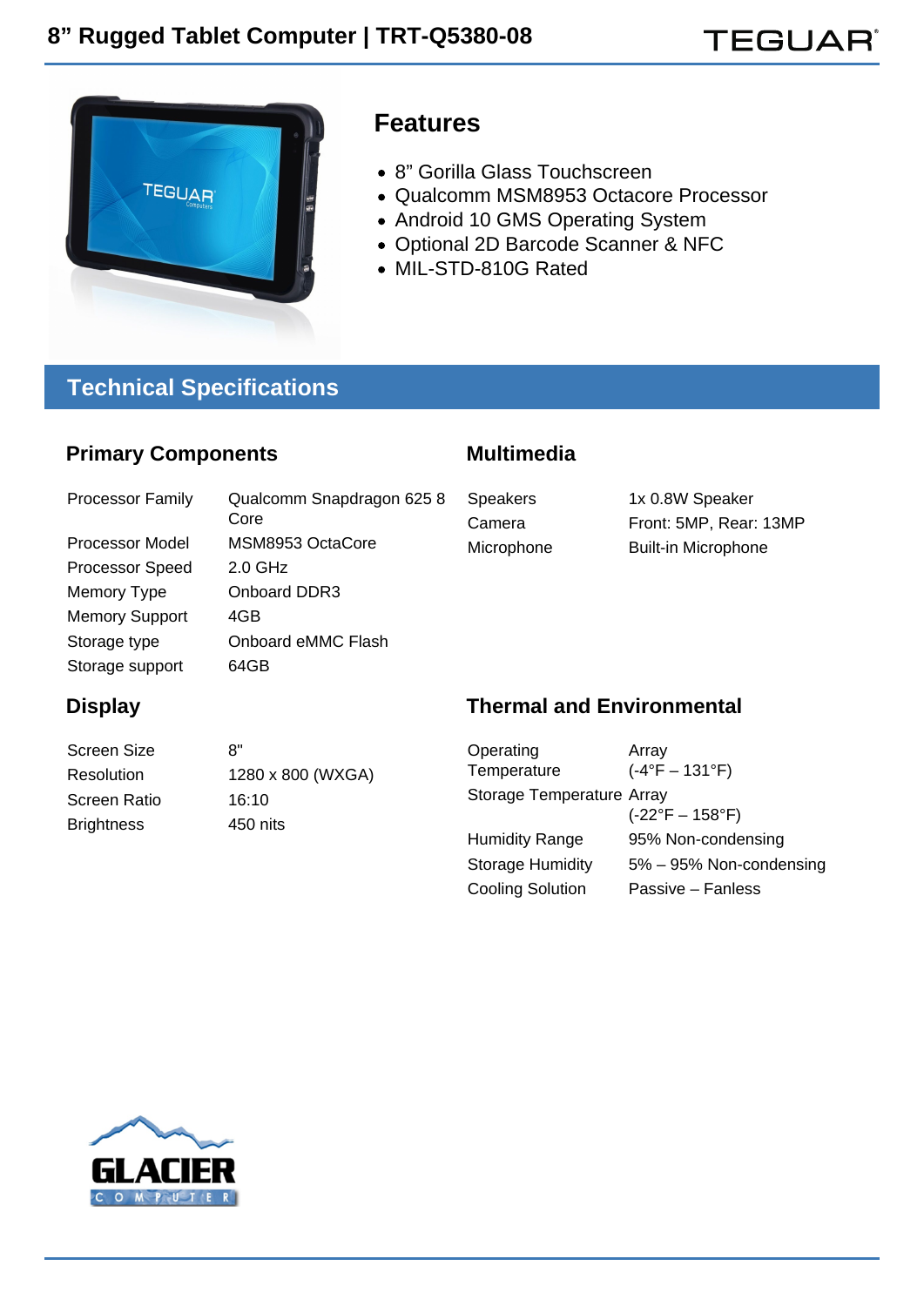# 8" Rugged Tablet Computer | TRT-Q5380-08

## Features

- 8" Gorilla Glass Touchscreen
- Qualcomm MSM8953 Octacore Processor
- Android 10 GMS Operating System
- Optional 2D Barcode Scanner & NFC
- MIL-STD-810G Rated

## Technical Specifications

### Primary Components

| | |
|---|---|
| Processor Family | Qualcomm Snapdragon 625 8 Core |
| Processor Model | MSM8953 OctaCore |
| Processor Speed | 2.0 GHz |
| Memory Type | Onboard DDR3 |
| Memory Support | 4GB |
| Storage type | Onboard eMMC Flash |
| Storage support | 64GB |

### Multimedia

| | |
|---|---|
| Speakers | 1x 0.8W Speaker |
| Camera | Front: 5MP, Rear: 13MP |
| Microphone | Built-in Microphone |

### Display

| | |
|---|---|
| Screen Size | 8" |
| Resolution | 1280 x 800 (WXGA) |
| Screen Ratio | 16:10 |
| Brightness | 450 nits |

### Thermal and Environmental

| | |
|---|---|
| Operating Temperature | Array (-4°F – 131°F) |
| Storage Temperature | Array (-22°F – 158°F) |
| Humidity Range | 95% Non-condensing |
| Storage Humidity | 5% – 95% Non-condensing |
| Cooling Solution | Passive – Fanless |

GLACIER COMPUTER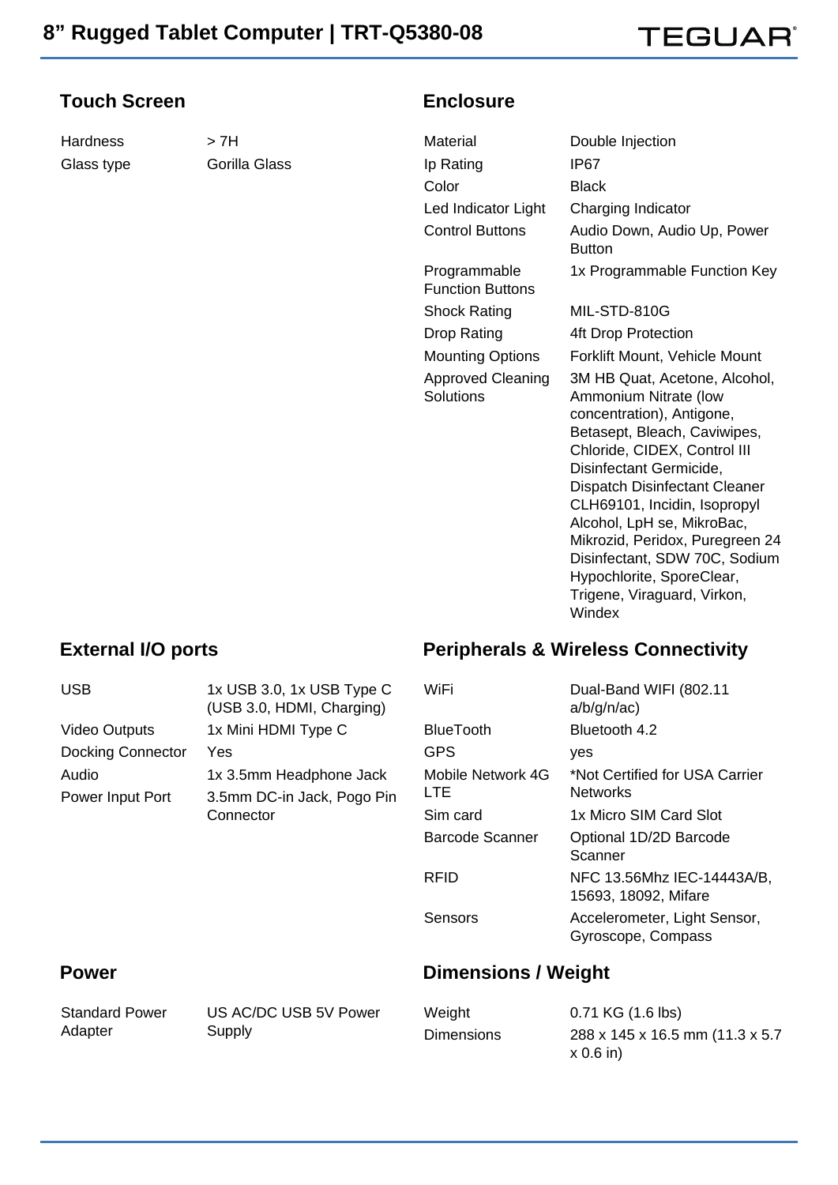## Touch Screen

| | |
|---|---|
| Hardness | > 7H |
| Glass type | Gorilla Glass |

## Enclosure

| | |
|---|---|
| Material | Double Injection |
| Ip Rating | IP67 |
| Color | Black |
| Led Indicator Light | Charging Indicator |
| Control Buttons | Audio Down, Audio Up, Power Button |
| Programmable Function Buttons | 1x Programmable Function Key |
| Shock Rating | MIL-STD-810G |
| Drop Rating | 4ft Drop Protection |
| Mounting Options | Forklift Mount, Vehicle Mount |
| Approved Cleaning Solutions | 3M HB Quat, Acetone, Alcohol, Ammonium Nitrate (low concentration), Antigone, Betasept, Bleach, Caviwipes, Chloride, CIDEX, Control III Disinfectant Germicide, Dispatch Disinfectant Cleaner CLH69101, Incidin, Isopropyl Alcohol, LpH se, MikroBac, Mikrozid, Peridox, Puregreen 24 Disinfectant, SDW 70C, Sodium Hypochlorite, SporeClear, Trigene, Viraguard, Virkon, Windex |

## External I/O ports

| | |
|---|---|
| USB | 1x USB 3.0, 1x USB Type C (USB 3.0, HDMI, Charging) |
| Video Outputs | 1x Mini HDMI Type C |
| Docking Connector | Yes |
| Audio | 1x 3.5mm Headphone Jack |
| Power Input Port | 3.5mm DC-in Jack, Pogo Pin Connector |

## Peripherals & Wireless Connectivity

| | |
|---|---|
| WiFi | Dual-Band WIFI (802.11 a/b/g/n/ac) |
| BlueTooth | Bluetooth 4.2 |
| GPS | yes |
| Mobile Network 4G LTE | *Not Certified for USA Carrier Networks |
| Sim card | 1x Micro SIM Card Slot |
| Barcode Scanner | Optional 1D/2D Barcode Scanner |
| RFID | NFC 13.56Mhz IEC-14443A/B, 15693, 18092, Mifare |
| Sensors | Accelerometer, Light Sensor, Gyroscope, Compass |

## Power

| | |
|---|---|
| Standard Power Adapter | US AC/DC USB 5V Power Supply |

## Dimensions / Weight

| | |
|---|---|
| Weight | 0.71 KG (1.6 lbs) |
| Dimensions | 288 x 145 x 16.5 mm (11.3 x 5.7 x 0.6 in) |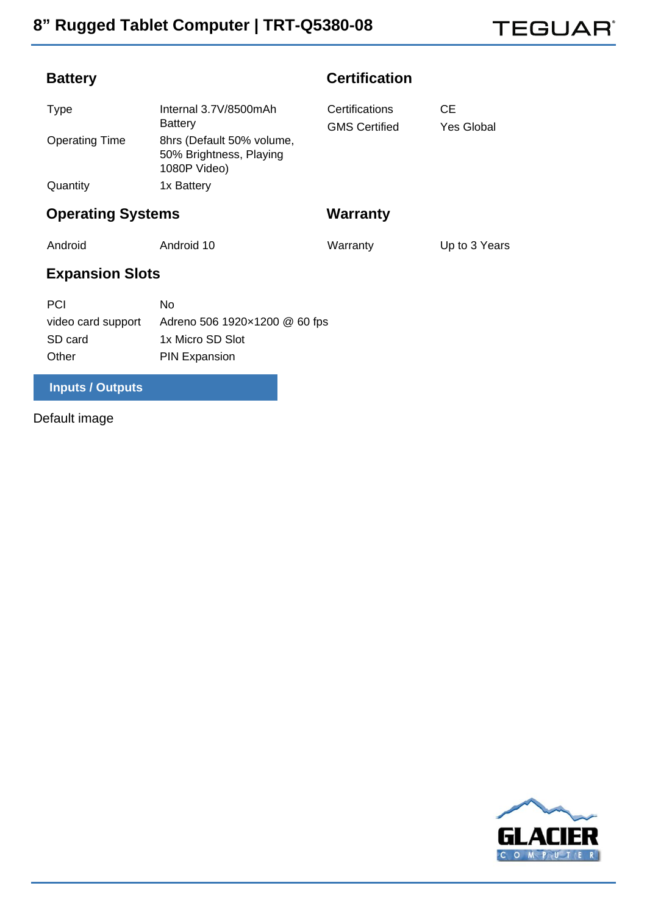## Battery

| | |
|---|---|
| Type | Internal 3.7V/8500mAh Battery |
| Operating Time | 8hrs (Default 50% volume, 50% Brightness, Playing 1080P Video) |
| Quantity | 1x Battery |

## Certification

| | |
|---|---|
| Certifications | CE |
| GMS Certified | Yes Global |

## Operating Systems

| | |
|---|---|
| Android | Android 10 |

## Warranty

| | |
|---|---|
| Warranty | Up to 3 Years |

## Expansion Slots

| | |
|---|---|
| PCI | No |
| video card support | Adreno 506 1920×1200 @ 60 fps |
| SD card | 1x Micro SD Slot |
| Other | PIN Expansion |

## Inputs / Outputs

Default image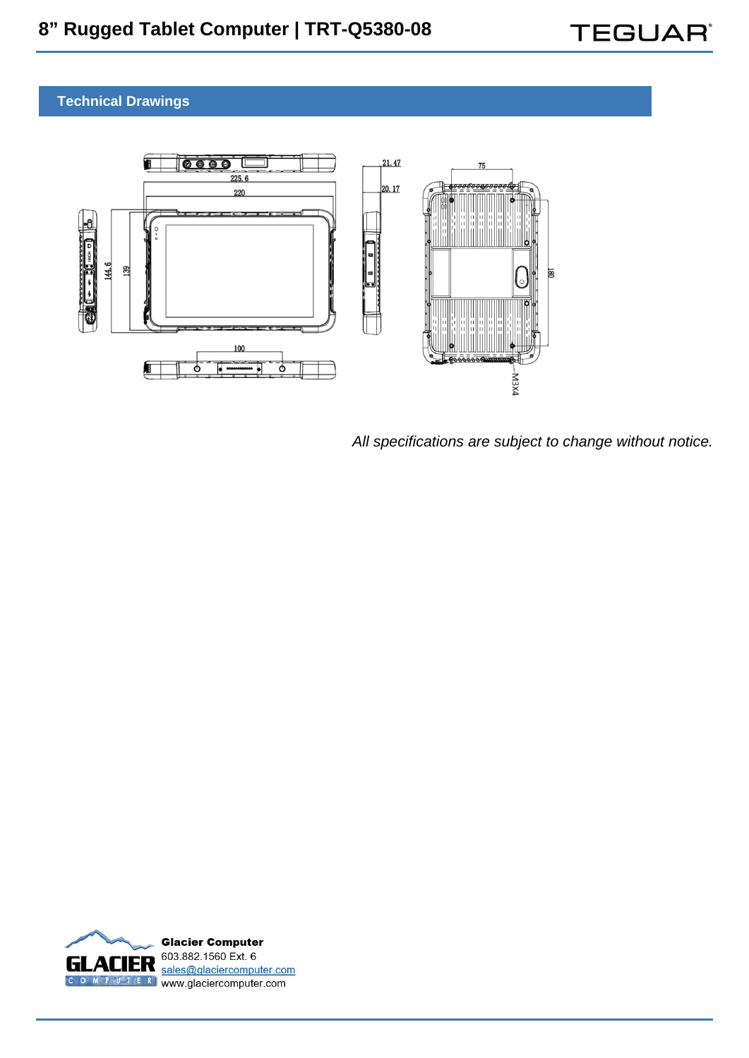## Technical Drawings

225.6
220
144.6
139
100
21.47
20.17
75
180
M3X4

*All specifications are subject to change without notice.*

**Glacier Computer**
603.882.1560 Ext. 6
sales@glaciercomputer.com
www.glaciercomputer.com